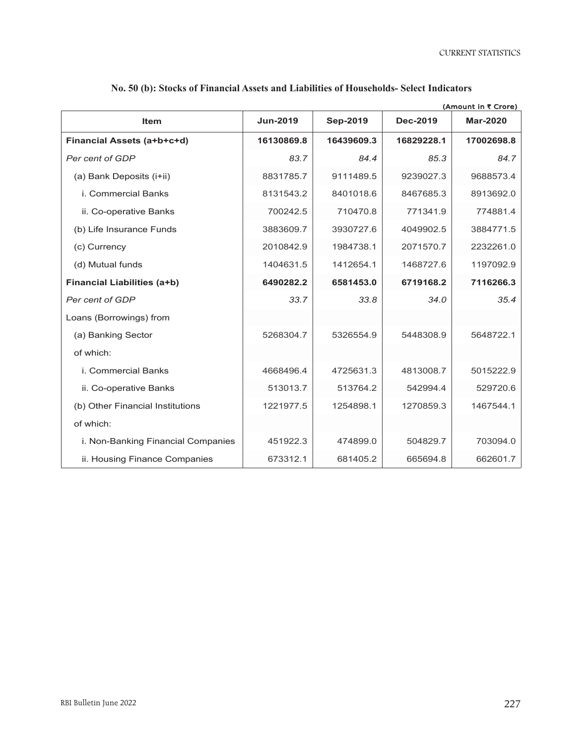## No. 50 (b): Stocks of Financial Assets and Liabilities of Households- Select Indicators

(Amount in ₹ Crore)

| Item | Jun-2019 | Sep-2019 | Dec-2019 | Mar-2020 |
|---|---|---|---|---|
| **Financial Assets (a+b+c+d)** | **16130869.8** | **16439609.3** | **16829228.1** | **17002698.8** |
| *Per cent of GDP* | *83.7* | *84.4* | *85.3* | *84.7* |
| (a) Bank Deposits (i+ii) | 8831785.7 | 9111489.5 | 9239027.3 | 9688573.4 |
| i. Commercial Banks | 8131543.2 | 8401018.6 | 8467685.3 | 8913692.0 |
| ii. Co-operative Banks | 700242.5 | 710470.8 | 771341.9 | 774881.4 |
| (b) Life Insurance Funds | 3883609.7 | 3930727.6 | 4049902.5 | 3884771.5 |
| (c) Currency | 2010842.9 | 1984738.1 | 2071570.7 | 2232261.0 |
| (d) Mutual funds | 1404631.5 | 1412654.1 | 1468727.6 | 1197092.9 |
| **Financial Liabilities (a+b)** | **6490282.2** | **6581453.0** | **6719168.2** | **7116266.3** |
| *Per cent of GDP* | *33.7* | *33.8* | *34.0* | *35.4* |
| Loans (Borrowings) from | | | | |
| (a) Banking Sector | 5268304.7 | 5326554.9 | 5448308.9 | 5648722.1 |
| of which: | | | | |
| i. Commercial Banks | 4668496.4 | 4725631.3 | 4813008.7 | 5015222.9 |
| ii. Co-operative Banks | 513013.7 | 513764.2 | 542994.4 | 529720.6 |
| (b) Other Financial Institutions | 1221977.5 | 1254898.1 | 1270859.3 | 1467544.1 |
| of which: | | | | |
| i. Non-Banking Financial Companies | 451922.3 | 474899.0 | 504829.7 | 703094.0 |
| ii. Housing Finance Companies | 673312.1 | 681405.2 | 665694.8 | 662601.7 |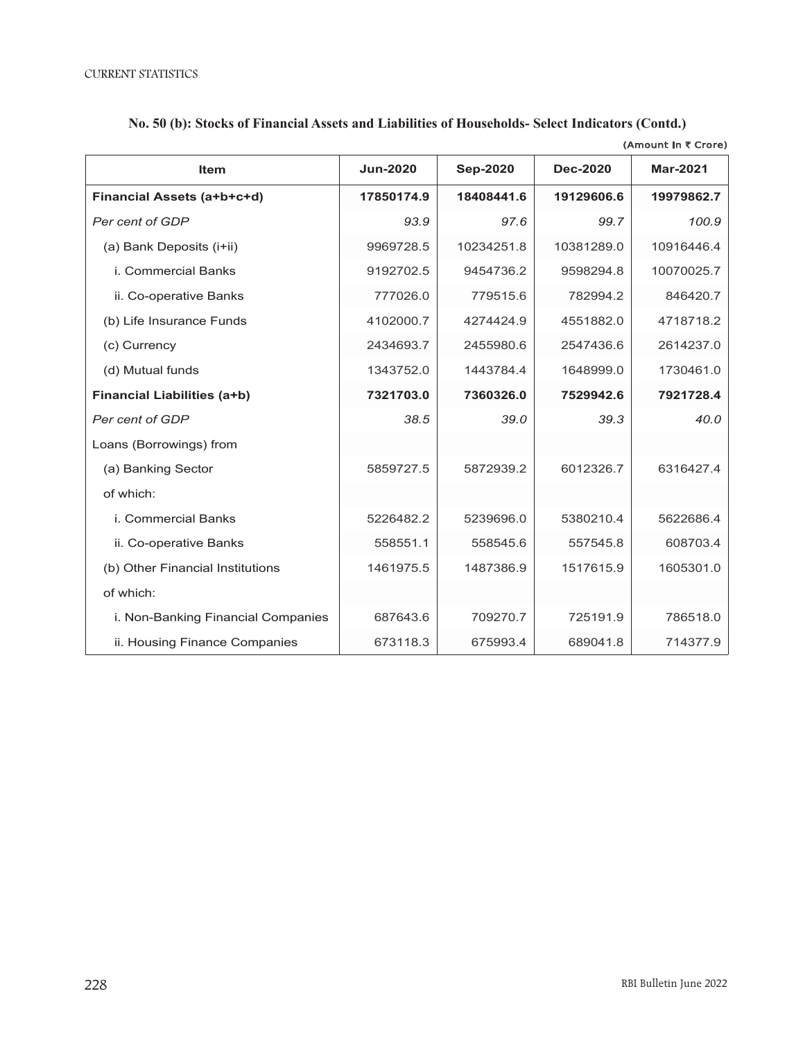## No. 50 (b): Stocks of Financial Assets and Liabilities of Households- Select Indicators (Contd.)

(Amount In ₹ Crore)

| Item | Jun-2020 | Sep-2020 | Dec-2020 | Mar-2021 |
|---|---|---|---|---|
| **Financial Assets (a+b+c+d)** | **17850174.9** | **18408441.6** | **19129606.6** | **19979862.7** |
| *Per cent of GDP* | *93.9* | *97.6* | *99.7* | *100.9* |
| (a) Bank Deposits (i+ii) | 9969728.5 | 10234251.8 | 10381289.0 | 10916446.4 |
| i. Commercial Banks | 9192702.5 | 9454736.2 | 9598294.8 | 10070025.7 |
| ii. Co-operative Banks | 777026.0 | 779515.6 | 782994.2 | 846420.7 |
| (b) Life Insurance Funds | 4102000.7 | 4274424.9 | 4551882.0 | 4718718.2 |
| (c) Currency | 2434693.7 | 2455980.6 | 2547436.6 | 2614237.0 |
| (d) Mutual funds | 1343752.0 | 1443784.4 | 1648999.0 | 1730461.0 |
| **Financial Liabilities (a+b)** | **7321703.0** | **7360326.0** | **7529942.6** | **7921728.4** |
| *Per cent of GDP* | *38.5* | *39.0* | *39.3* | *40.0* |
| Loans (Borrowings) from | | | | |
| (a) Banking Sector | 5859727.5 | 5872939.2 | 6012326.7 | 6316427.4 |
| of which: | | | | |
| i. Commercial Banks | 5226482.2 | 5239696.0 | 5380210.4 | 5622686.4 |
| ii. Co-operative Banks | 558551.1 | 558545.6 | 557545.8 | 608703.4 |
| (b) Other Financial Institutions | 1461975.5 | 1487386.9 | 1517615.9 | 1605301.0 |
| of which: | | | | |
| i. Non-Banking Financial Companies | 687643.6 | 709270.7 | 725191.9 | 786518.0 |
| ii. Housing Finance Companies | 673118.3 | 675993.4 | 689041.8 | 714377.9 |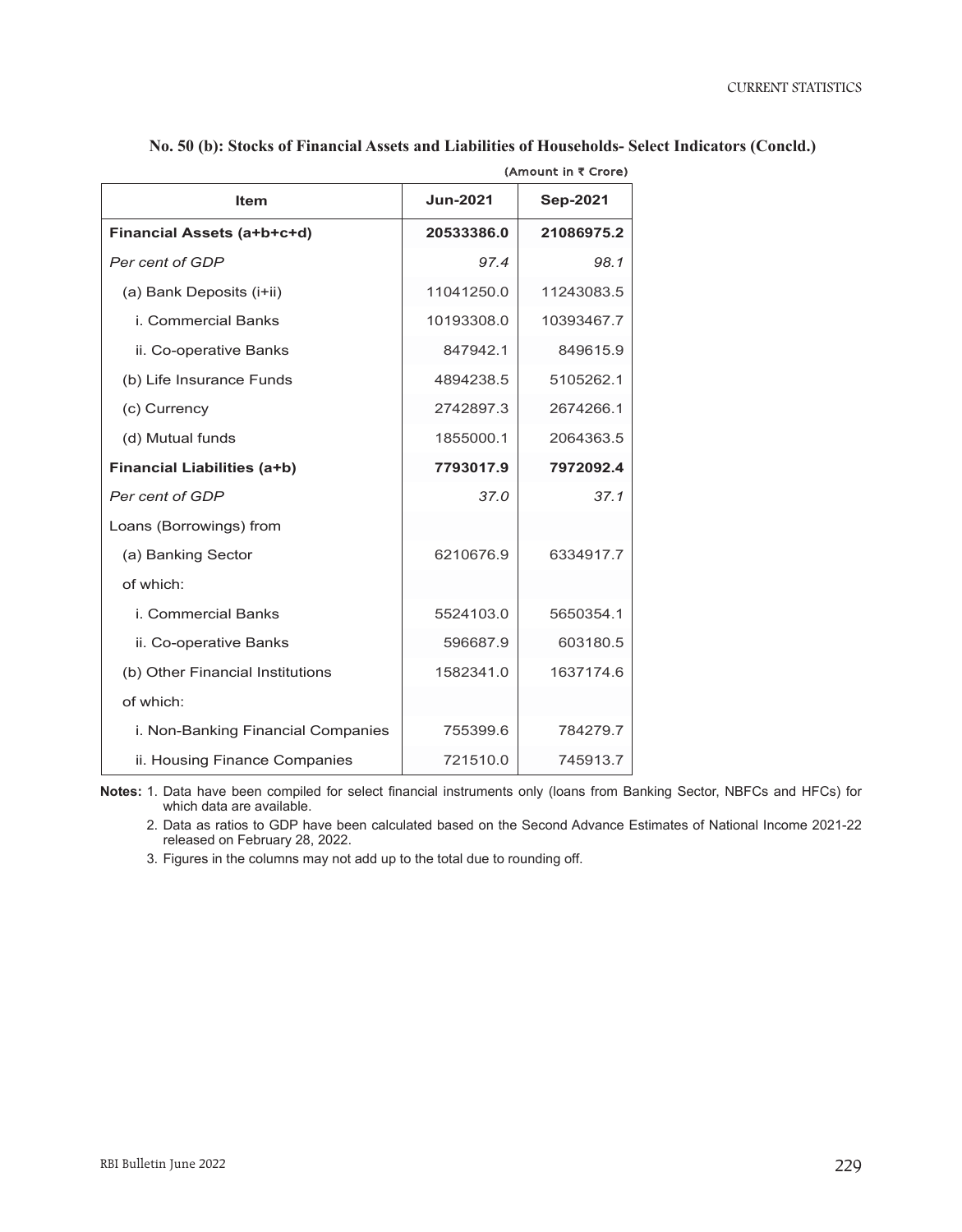## No. 50 (b): Stocks of Financial Assets and Liabilities of Households- Select Indicators (Concld.)

(Amount in ₹ Crore)

| Item | Jun-2021 | Sep-2021 |
|---|---|---|
| **Financial Assets (a+b+c+d)** | **20533386.0** | **21086975.2** |
| *Per cent of GDP* | *97.4* | *98.1* |
| (a) Bank Deposits (i+ii) | 11041250.0 | 11243083.5 |
| i. Commercial Banks | 10193308.0 | 10393467.7 |
| ii. Co-operative Banks | 847942.1 | 849615.9 |
| (b) Life Insurance Funds | 4894238.5 | 5105262.1 |
| (c) Currency | 2742897.3 | 2674266.1 |
| (d) Mutual funds | 1855000.1 | 2064363.5 |
| **Financial Liabilities (a+b)** | **7793017.9** | **7972092.4** |
| *Per cent of GDP* | *37.0* | *37.1* |
| Loans (Borrowings) from | | |
| (a) Banking Sector | 6210676.9 | 6334917.7 |
| of which: | | |
| i. Commercial Banks | 5524103.0 | 5650354.1 |
| ii. Co-operative Banks | 596687.9 | 603180.5 |
| (b) Other Financial Institutions | 1582341.0 | 1637174.6 |
| of which: | | |
| i. Non-Banking Financial Companies | 755399.6 | 784279.7 |
| ii. Housing Finance Companies | 721510.0 | 745913.7 |

**Notes:** 1. Data have been compiled for select financial instruments only (loans from Banking Sector, NBFCs and HFCs) for which data are available.

2. Data as ratios to GDP have been calculated based on the Second Advance Estimates of National Income 2021-22 released on February 28, 2022.

3. Figures in the columns may not add up to the total due to rounding off.